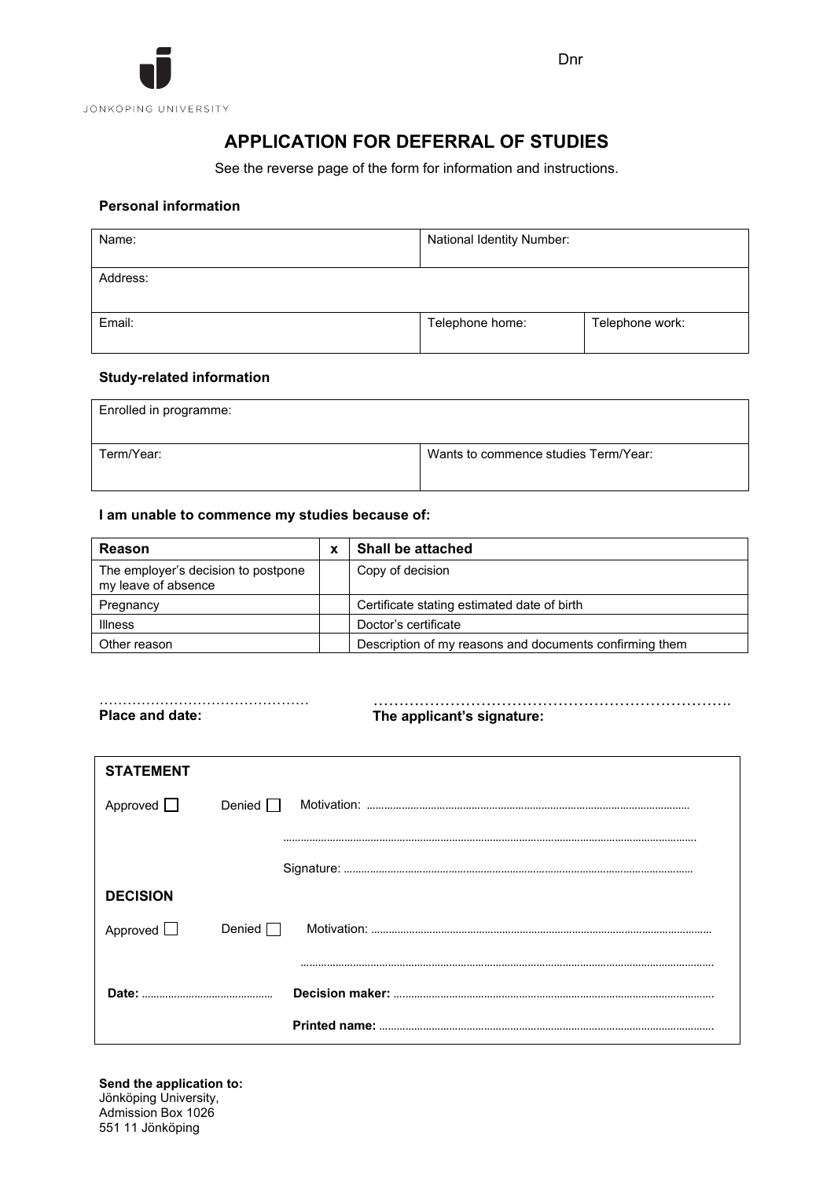Dnr

JÖNKÖPING UNIVERSITY

# APPLICATION FOR DEFERRAL OF STUDIES

See the reverse page of the form for information and instructions.

**Personal information**

| Name: | National Identity Number: | |
|---|---|---|
| Address: | | |
| Email: | Telephone home: | Telephone work: |

**Study-related information**

| Enrolled in programme: | |
|---|---|
| Term/Year: | Wants to commence studies Term/Year: |

**I am unable to commence my studies because of:**

| Reason | x | Shall be attached |
|---|---|---|
| The employer's decision to postpone my leave of absence | | Copy of decision |
| Pregnancy | | Certificate stating estimated date of birth |
| Illness | | Doctor's certificate |
| Other reason | | Description of my reasons and documents confirming them |

……………………………………… **Place and date:**

……………………………………………………………. **The applicant's signature:**

**STATEMENT**

Approved ☐ Denied ☐ Motivation: ……………………………………………………………

……………………………………………………………

Signature: ……………………………………………………………

**DECISION**

Approved ☐ Denied ☐ Motivation: ……………………………………………………………

……………………………………………………………

**Date:** ………………………… **Decision maker:** ……………………………………………………………

**Printed name:** ……………………………………………………………

**Send the application to:**
Jönköping University,
Admission Box 1026
551 11 Jönköping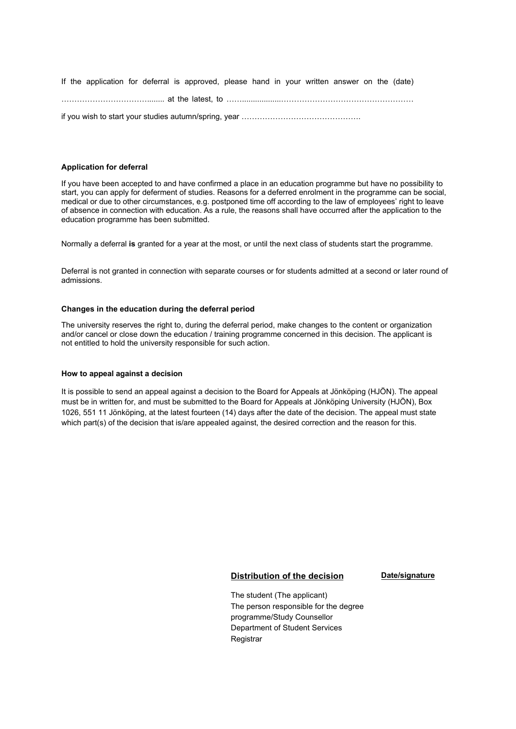If the application for deferral is approved, please hand in your written answer on the (date)

……………………………........ at the latest, to ……..................……………………………………………

if you wish to start your studies autumn/spring, year ……………………………………….

**Application for deferral**

If you have been accepted to and have confirmed a place in an education programme but have no possibility to start, you can apply for deferment of studies. Reasons for a deferred enrolment in the programme can be social, medical or due to other circumstances, e.g. postponed time off according to the law of employees' right to leave of absence in connection with education. As a rule, the reasons shall have occurred after the application to the education programme has been submitted.

Normally a deferral **is** granted for a year at the most, or until the next class of students start the programme.

Deferral is not granted in connection with separate courses or for students admitted at a second or later round of admissions.

**Changes in the education during the deferral period**

The university reserves the right to, during the deferral period, make changes to the content or organization and/or cancel or close down the education / training programme concerned in this decision. The applicant is not entitled to hold the university responsible for such action.

**How to appeal against a decision**

It is possible to send an appeal against a decision to the Board for Appeals at Jönköping (HJÖN). The appeal must be in written for, and must be submitted to the Board for Appeals at Jönköping University (HJÖN), Box 1026, 551 11 Jönköping, at the latest fourteen (14) days after the date of the decision. The appeal must state which part(s) of the decision that is/are appealed against, the desired correction and the reason for this.

**<u>Distribution of the decision</u>** **<u>Date/signature</u>**

The student (The applicant)
The person responsible for the degree programme/Study Counsellor
Department of Student Services
Registrar